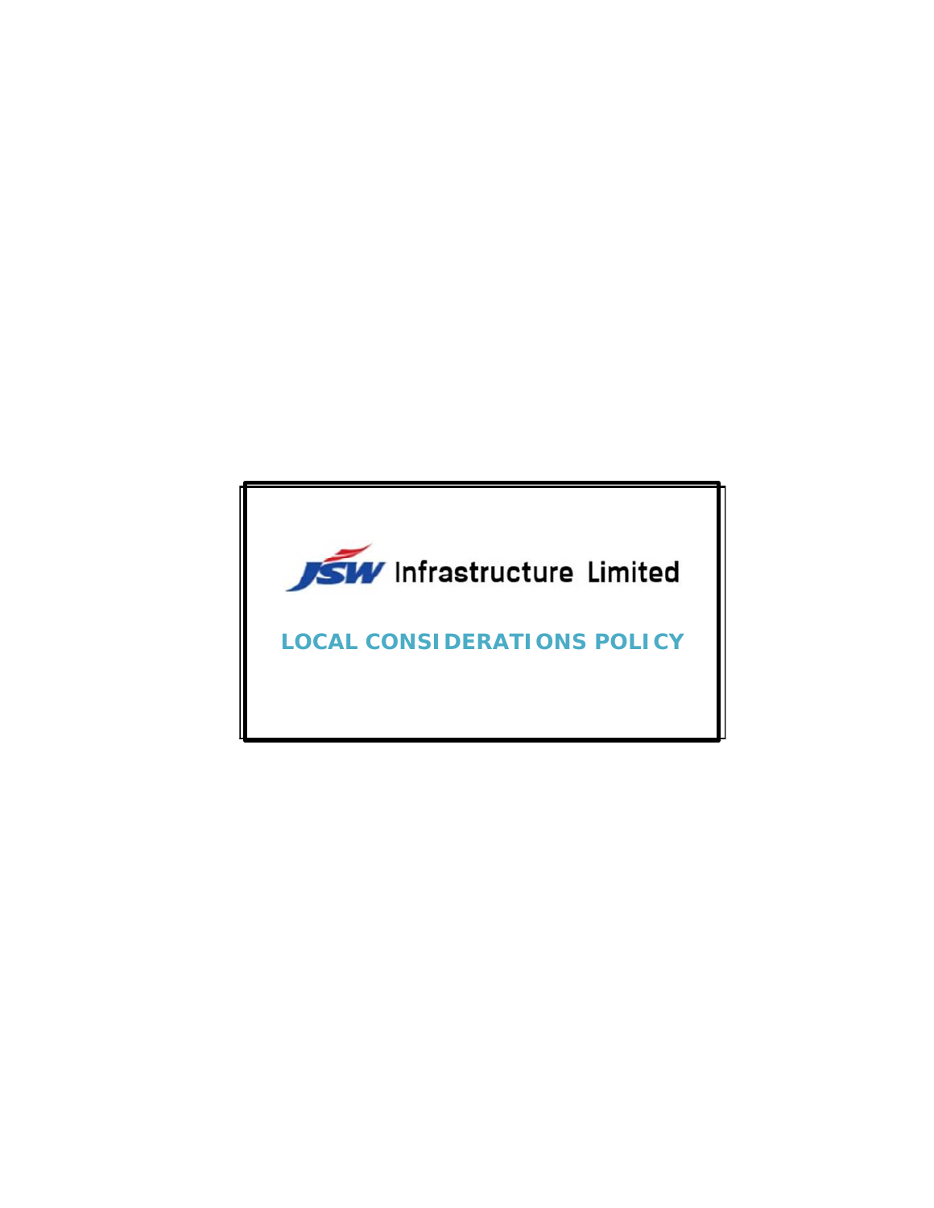JSW Infrastructure Limited

# LOCAL CONSIDERATIONS POLICY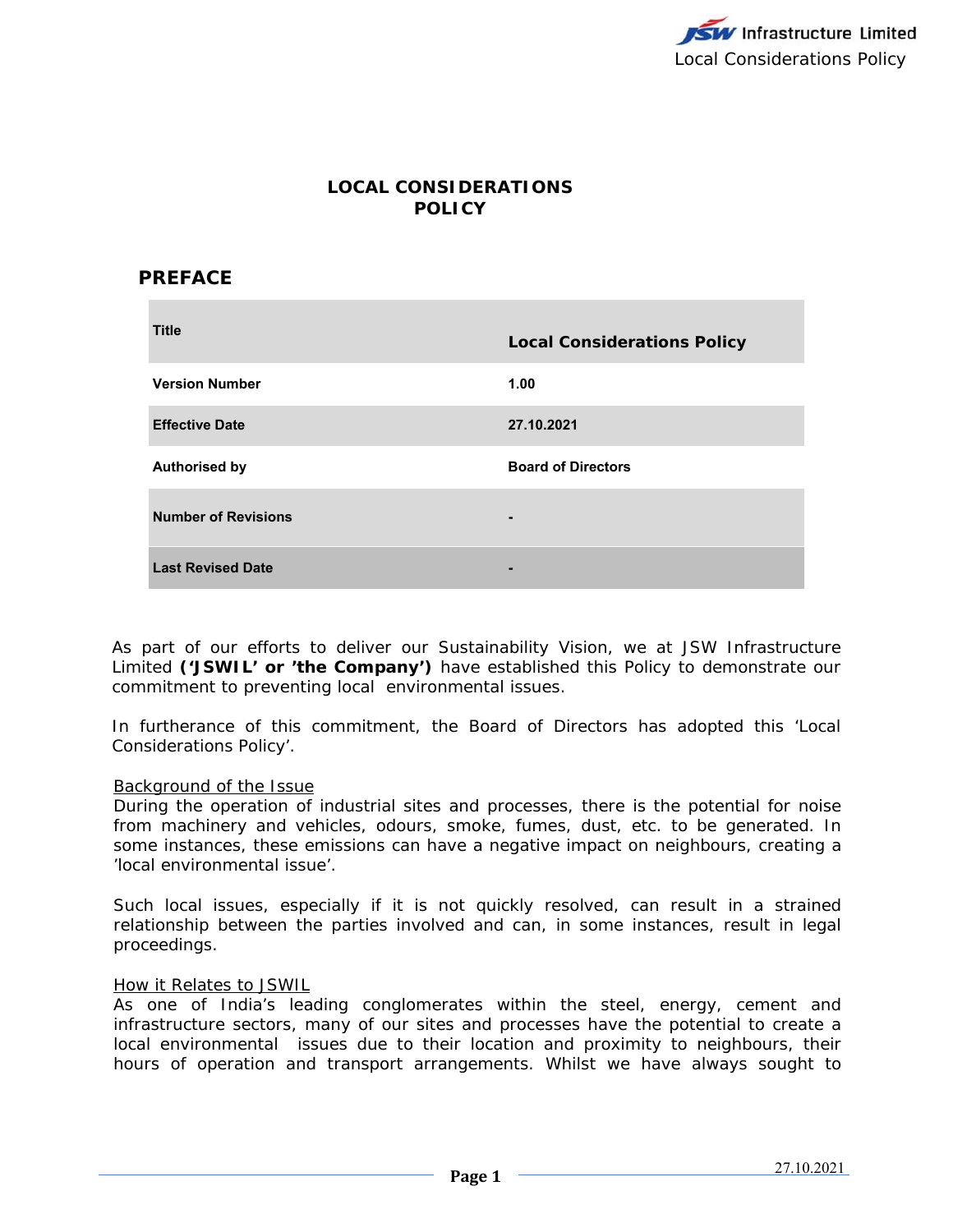# LOCAL CONSIDERATIONS POLICY

## PREFACE

| Title | Local Considerations Policy |
|---|---|
| Version Number | 1.00 |
| Effective Date | 27.10.2021 |
| Authorised by | Board of Directors |
| Number of Revisions | - |
| Last Revised Date | - |

As part of our efforts to deliver our Sustainability Vision, we at JSW Infrastructure Limited **('JSWIL' or 'the Company')** have established this Policy to demonstrate our commitment to preventing local environmental issues.

In furtherance of this commitment, the Board of Directors has adopted this 'Local Considerations Policy'.

Background of the Issue

During the operation of industrial sites and processes, there is the potential for noise from machinery and vehicles, odours, smoke, fumes, dust, etc. to be generated. In some instances, these emissions can have a negative impact on neighbours, creating a 'local environmental issue'.

Such local issues, especially if it is not quickly resolved, can result in a strained relationship between the parties involved and can, in some instances, result in legal proceedings.

How it Relates to JSWIL

As one of India's leading conglomerates within the steel, energy, cement and infrastructure sectors, many of our sites and processes have the potential to create a local environmental issues due to their location and proximity to neighbours, their hours of operation and transport arrangements. Whilst we have always sought to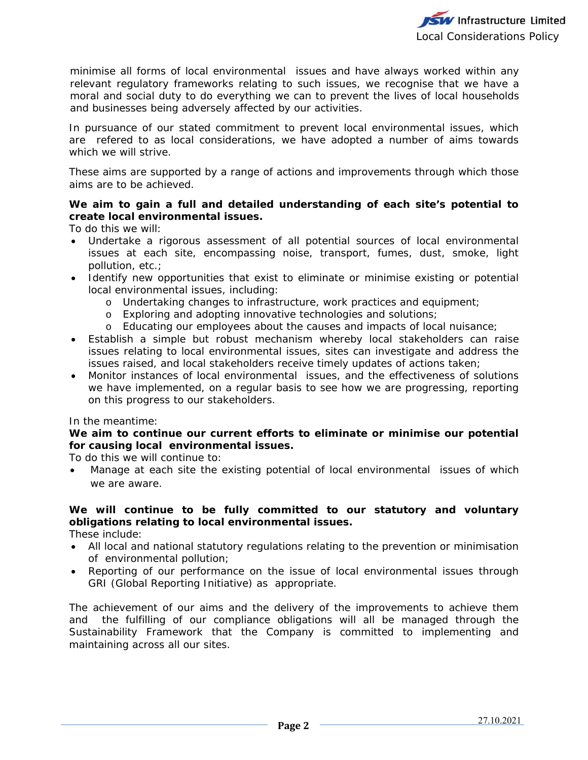minimise all forms of local environmental issues and have always worked within any relevant regulatory frameworks relating to such issues, we recognise that we have a moral and social duty to do everything we can to prevent the lives of local households and businesses being adversely affected by our activities.

In pursuance of our stated commitment to prevent local environmental issues, which are refered to as local considerations, we have adopted a number of aims towards which we will strive.

These aims are supported by a range of actions and improvements through which those aims are to be achieved.

**We aim to gain a full and detailed understanding of each site's potential to create local environmental issues.**

To do this we will:

- Undertake a rigorous assessment of all potential sources of local environmental issues at each site, encompassing noise, transport, fumes, dust, smoke, light pollution, etc.;
- Identify new opportunities that exist to eliminate or minimise existing or potential local environmental issues, including:
  - Undertaking changes to infrastructure, work practices and equipment;
  - Exploring and adopting innovative technologies and solutions;
  - Educating our employees about the causes and impacts of local nuisance;
- Establish a simple but robust mechanism whereby local stakeholders can raise issues relating to local environmental issues, sites can investigate and address the issues raised, and local stakeholders receive timely updates of actions taken;
- Monitor instances of local environmental issues, and the effectiveness of solutions we have implemented, on a regular basis to see how we are progressing, reporting on this progress to our stakeholders.

In the meantime:

**We aim to continue our current efforts to eliminate or minimise our potential for causing local environmental issues.**

To do this we will continue to:

- Manage at each site the existing potential of local environmental issues of which we are aware.

**We will continue to be fully committed to our statutory and voluntary obligations relating to local environmental issues.**

These include:

- All local and national statutory regulations relating to the prevention or minimisation of environmental pollution;
- Reporting of our performance on the issue of local environmental issues through GRI (Global Reporting Initiative) as appropriate.

The achievement of our aims and the delivery of the improvements to achieve them and the fulfilling of our compliance obligations will all be managed through the Sustainability Framework that the Company is committed to implementing and maintaining across all our sites.

27.10.2021